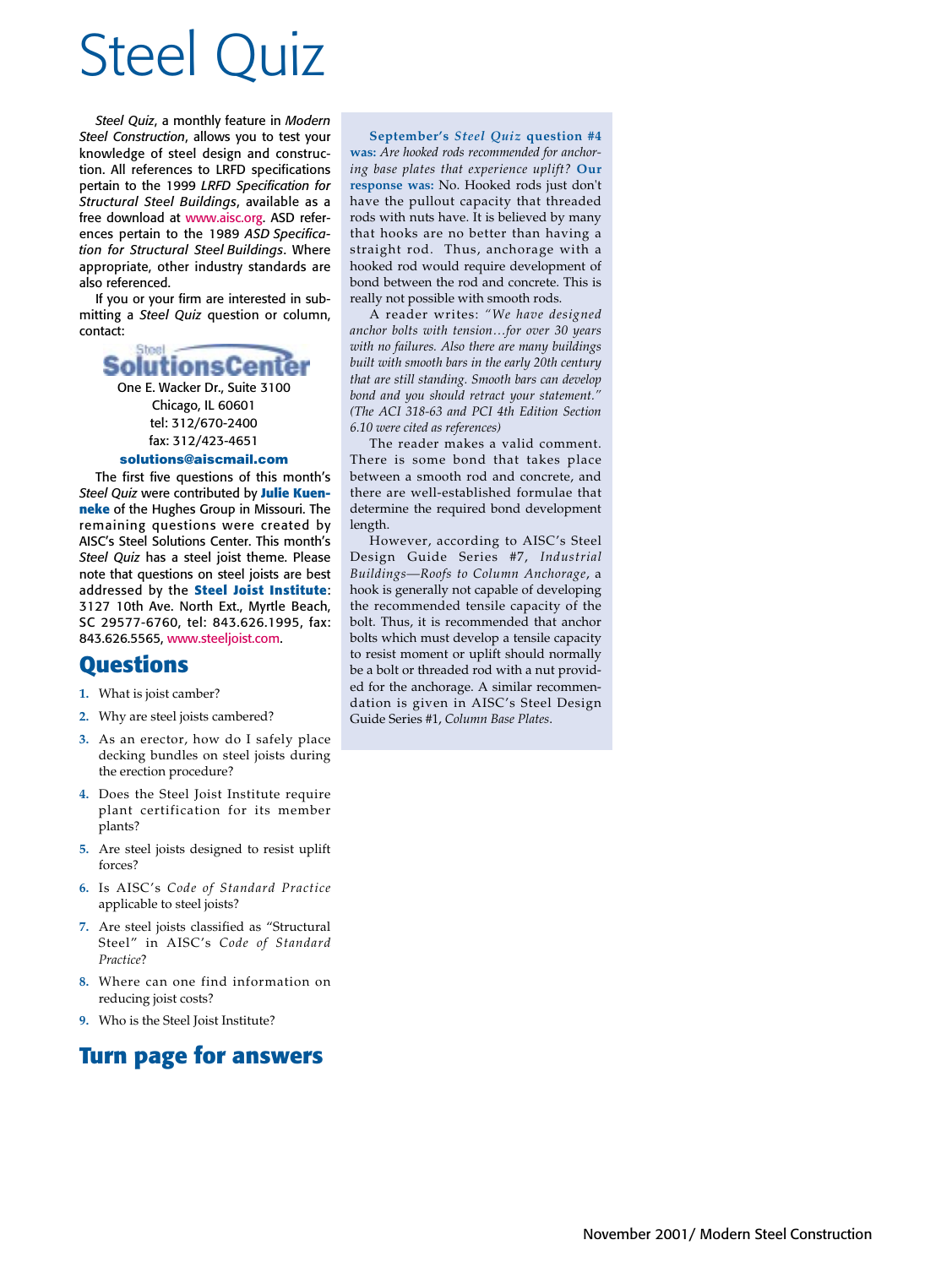# Steel Quiz

*Steel Quiz*, a monthly feature in *Modern Steel Construction*, allows you to test your knowledge of steel design and construction. All references to LRFD specifications pertain to the 1999 *LRFD Specification for Structural Steel Buildings*, available as a free download at www.aisc.org. ASD references pertain to the 1989 *ASD Specification for Structural Steel Buildings*. Where appropriate, other industry standards are also referenced.

If you or your firm are interested in submitting a *Steel Quiz* question or column, contact:

Steel Solutions Center
One E. Wacker Dr., Suite 3100
Chicago, IL 60601
tel: 312/670-2400
fax: 312/423-4651
**solutions@aiscmail.com**

The first five questions of this month's *Steel Quiz* were contributed by **Julie Kuenneke** of the Hughes Group in Missouri. The remaining questions were created by AISC's Steel Solutions Center. This month's *Steel Quiz* has a steel joist theme. Please note that questions on steel joists are best addressed by the **Steel Joist Institute**: 3127 10th Ave. North Ext., Myrtle Beach, SC 29577-6760, tel: 843.626.1995, fax: 843.626.5565, www.steeljoist.com.

## Questions

1. What is joist camber?
2. Why are steel joists cambered?
3. As an erector, how do I safely place decking bundles on steel joists during the erection procedure?
4. Does the Steel Joist Institute require plant certification for its member plants?
5. Are steel joists designed to resist uplift forces?
6. Is AISC's *Code of Standard Practice* applicable to steel joists?
7. Are steel joists classified as "Structural Steel" in AISC's *Code of Standard Practice*?
8. Where can one find information on reducing joist costs?
9. Who is the Steel Joist Institute?

## Turn page for answers

**September's *Steel Quiz* question #4 was:** *Are hooked rods recommended for anchoring base plates that experience uplift?* **Our response was:** No. Hooked rods just don't have the pullout capacity that threaded rods with nuts have. It is believed by many that hooks are no better than having a straight rod. Thus, anchorage with a hooked rod would require development of bond between the rod and concrete. This is really not possible with smooth rods.

A reader writes: *"We have designed anchor bolts with tension…for over 30 years with no failures. Also there are many buildings built with smooth bars in the early 20th century that are still standing. Smooth bars can develop bond and you should retract your statement." (The ACI 318-63 and PCI 4th Edition Section 6.10 were cited as references)*

The reader makes a valid comment. There is some bond that takes place between a smooth rod and concrete, and there are well-established formulae that determine the required bond development length.

However, according to AISC's Steel Design Guide Series #7, *Industrial Buildings—Roofs to Column Anchorage*, a hook is generally not capable of developing the recommended tensile capacity of the bolt. Thus, it is recommended that anchor bolts which must develop a tensile capacity to resist moment or uplift should normally be a bolt or threaded rod with a nut provided for the anchorage. A similar recommendation is given in AISC's Steel Design Guide Series #1, *Column Base Plates.*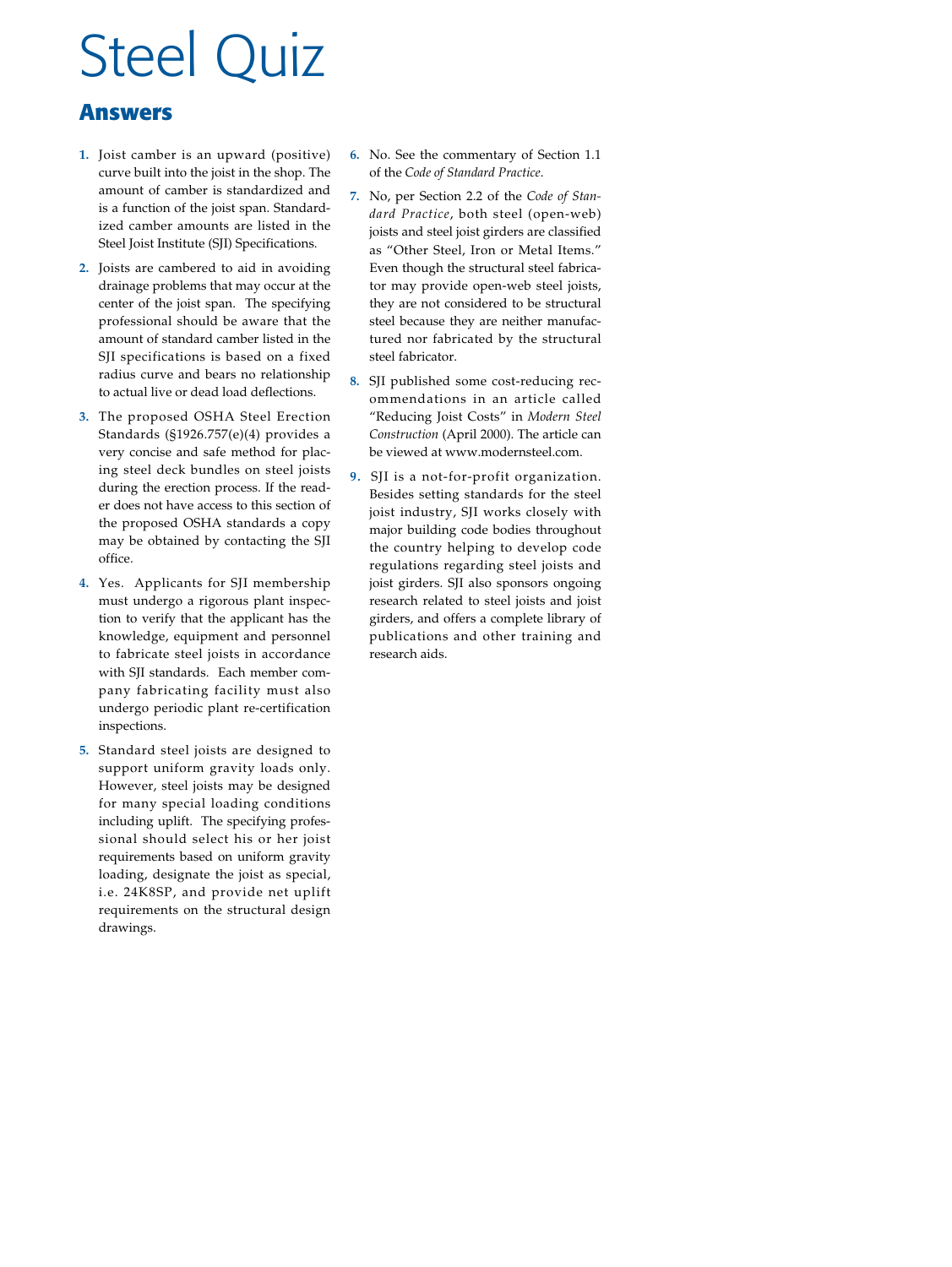# Steel Quiz

## Answers

1. Joist camber is an upward (positive) curve built into the joist in the shop. The amount of camber is standardized and is a function of the joist span. Standardized camber amounts are listed in the Steel Joist Institute (SJI) Specifications.

2. Joists are cambered to aid in avoiding drainage problems that may occur at the center of the joist span. The specifying professional should be aware that the amount of standard camber listed in the SJI specifications is based on a fixed radius curve and bears no relationship to actual live or dead load deflections.

3. The proposed OSHA Steel Erection Standards (§1926.757(e)(4) provides a very concise and safe method for placing steel deck bundles on steel joists during the erection process. If the reader does not have access to this section of the proposed OSHA standards a copy may be obtained by contacting the SJI office.

4. Yes. Applicants for SJI membership must undergo a rigorous plant inspection to verify that the applicant has the knowledge, equipment and personnel to fabricate steel joists in accordance with SJI standards. Each member company fabricating facility must also undergo periodic plant re-certification inspections.

5. Standard steel joists are designed to support uniform gravity loads only. However, steel joists may be designed for many special loading conditions including uplift. The specifying professional should select his or her joist requirements based on uniform gravity loading, designate the joist as special, i.e. 24K8SP, and provide net uplift requirements on the structural design drawings.

6. No. See the commentary of Section 1.1 of the *Code of Standard Practice*.

7. No, per Section 2.2 of the *Code of Standard Practice*, both steel (open-web) joists and steel joist girders are classified as "Other Steel, Iron or Metal Items." Even though the structural steel fabricator may provide open-web steel joists, they are not considered to be structural steel because they are neither manufactured nor fabricated by the structural steel fabricator.

8. SJI published some cost-reducing recommendations in an article called "Reducing Joist Costs" in *Modern Steel Construction* (April 2000). The article can be viewed at www.modernsteel.com.

9. SJI is a not-for-profit organization. Besides setting standards for the steel joist industry, SJI works closely with major building code bodies throughout the country helping to develop code regulations regarding steel joists and joist girders. SJI also sponsors ongoing research related to steel joists and joist girders, and offers a complete library of publications and other training and research aids.